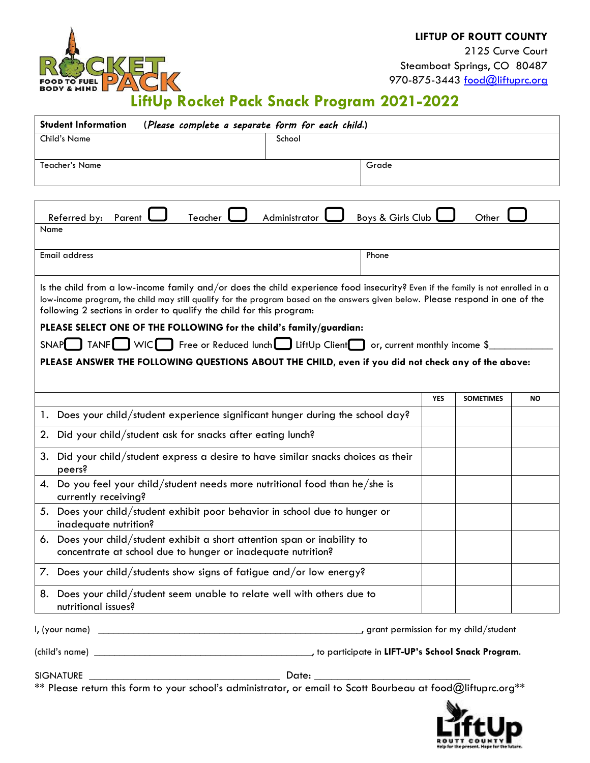**LIFTUP OF ROUTT COUNTY**
2125 Curve Court
Steamboat Springs, CO 80487
970-875-3443 food@liftuprc.org

# LiftUp Rocket Pack Snack Program 2021-2022

| **Student Information** (*Please complete a separate form for each child.*) | |
|---|---|
| Child's Name | School |
| Teacher's Name | Grade |

Referred by: Parent ☐ Teacher ☐ Administrator ☐ Boys & Girls Club ☐ Other ☐

| Name | |
|---|---|
| Email address | Phone |

Is the child from a low-income family and/or does the child experience food insecurity? Even if the family is not enrolled in a low-income program, the child may still qualify for the program based on the answers given below. Please respond in one of the following 2 sections in order to qualify the child for this program:

**PLEASE SELECT ONE OF THE FOLLOWING for the child's family/guardian:**

SNAP ☐ TANF ☐ WIC ☐ Free or Reduced lunch ☐ LiftUp Client ☐ or, current monthly income $____________

**PLEASE ANSWER THE FOLLOWING QUESTIONS ABOUT THE CHILD, even if you did not check any of the above:**

| | YES | SOMETIMES | NO |
|---|---|---|---|
| 1. Does your child/student experience significant hunger during the school day? | | | |
| 2. Did your child/student ask for snacks after eating lunch? | | | |
| 3. Did your child/student express a desire to have similar snacks choices as their peers? | | | |
| 4. Do you feel your child/student needs more nutritional food than he/she is currently receiving? | | | |
| 5. Does your child/student exhibit poor behavior in school due to hunger or inadequate nutrition? | | | |
| 6. Does your child/student exhibit a short attention span or inability to concentrate at school due to hunger or inadequate nutrition? | | | |
| 7. Does your child/students show signs of fatigue and/or low energy? | | | |
| 8. Does your child/student seem unable to relate well with others due to nutritional issues? | | | |

I, (your name) ____________________________________________________, grant permission for my child/student

(child's name) ____________________________________________, to participate in **LIFT-UP's School Snack Program**.

SIGNATURE ___________________________________ Date: ______________________________

** Please return this form to your school's administrator, or email to Scott Bourbeau at food@liftuprc.org**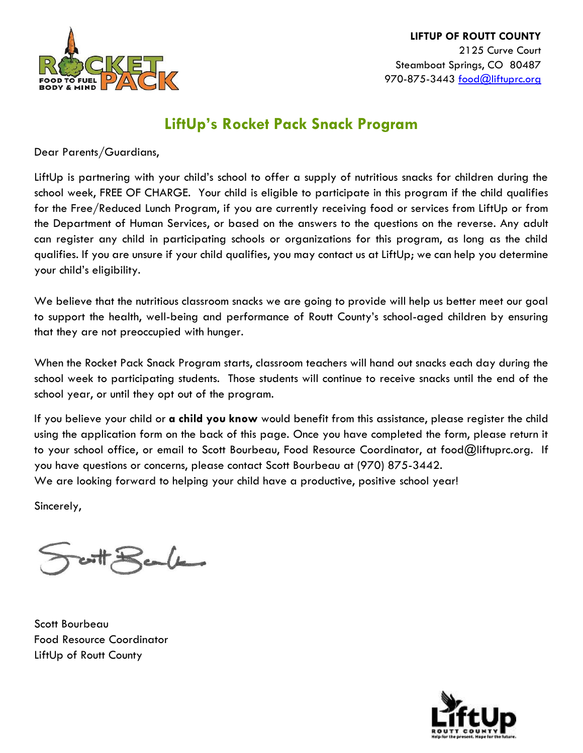**LIFTUP OF ROUTT COUNTY**
2125 Curve Court
Steamboat Springs, CO 80487
970-875-3443 food@liftuprc.org

# LiftUp's Rocket Pack Snack Program

Dear Parents/Guardians,

LiftUp is partnering with your child's school to offer a supply of nutritious snacks for children during the school week, FREE OF CHARGE. Your child is eligible to participate in this program if the child qualifies for the Free/Reduced Lunch Program, if you are currently receiving food or services from LiftUp or from the Department of Human Services, or based on the answers to the questions on the reverse. Any adult can register any child in participating schools or organizations for this program, as long as the child qualifies. If you are unsure if your child qualifies, you may contact us at LiftUp; we can help you determine your child's eligibility.

We believe that the nutritious classroom snacks we are going to provide will help us better meet our goal to support the health, well-being and performance of Routt County's school-aged children by ensuring that they are not preoccupied with hunger.

When the Rocket Pack Snack Program starts, classroom teachers will hand out snacks each day during the school week to participating students. Those students will continue to receive snacks until the end of the school year, or until they opt out of the program.

If you believe your child or **a child you know** would benefit from this assistance, please register the child using the application form on the back of this page. Once you have completed the form, please return it to your school office, or email to Scott Bourbeau, Food Resource Coordinator, at food@liftuprc.org. If you have questions or concerns, please contact Scott Bourbeau at (970) 875-3442.
We are looking forward to helping your child have a productive, positive school year!

Sincerely,

Scott Bourbeau
Food Resource Coordinator
LiftUp of Routt County